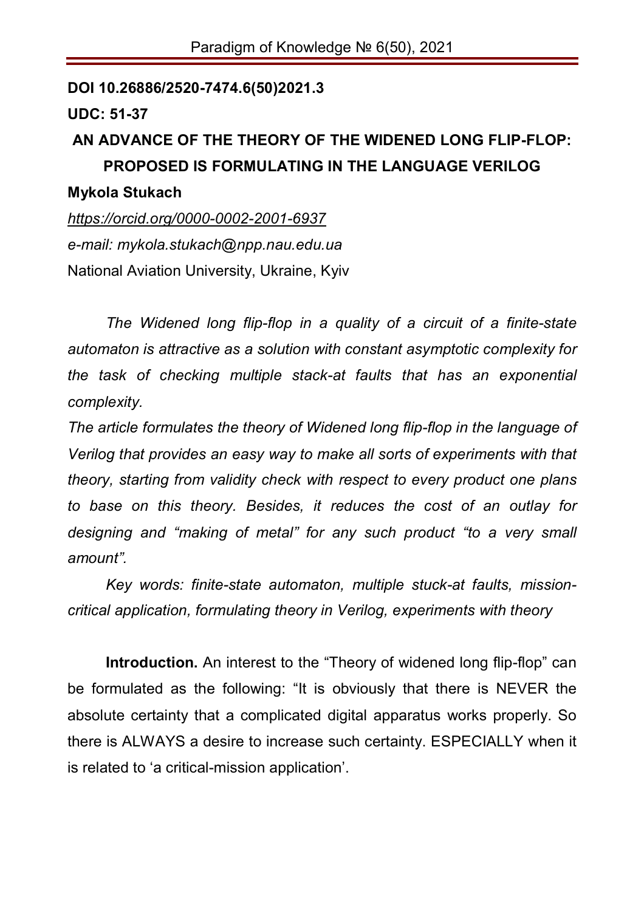**DOI 10.26886/2520-7474.6(50)2021.3**

**UDC: 51-37**

# AN ADVANCE OF THE THEORY OF THE WIDENED LONG FLIP-FLOP: PROPOSED IS FORMULATING IN THE LANGUAGE VERILOG

**Mykola Stukach**

*https://orcid.org/0000-0002-2001-6937*

*e-mail: mykola.stukach@npp.nau.edu.ua*

National Aviation University, Ukraine, Kyiv

*The Widened long flip-flop in a quality of a circuit of a finite-state automaton is attractive as a solution with constant asymptotic complexity for the task of checking multiple stack-at faults that has an exponential complexity.*

*The article formulates the theory of Widened long flip-flop in the language of Verilog that provides an easy way to make all sorts of experiments with that theory, starting from validity check with respect to every product one plans to base on this theory. Besides, it reduces the cost of an outlay for designing and "making of metal" for any such product "to a very small amount".*

*Key words: finite-state automaton, multiple stuck-at faults, mission-critical application, formulating theory in Verilog, experiments with theory*

**Introduction.** An interest to the "Theory of widened long flip-flop" can be formulated as the following: "It is obviously that there is NEVER the absolute certainty that a complicated digital apparatus works properly. So there is ALWAYS a desire to increase such certainty. ESPECIALLY when it is related to 'a critical-mission application'.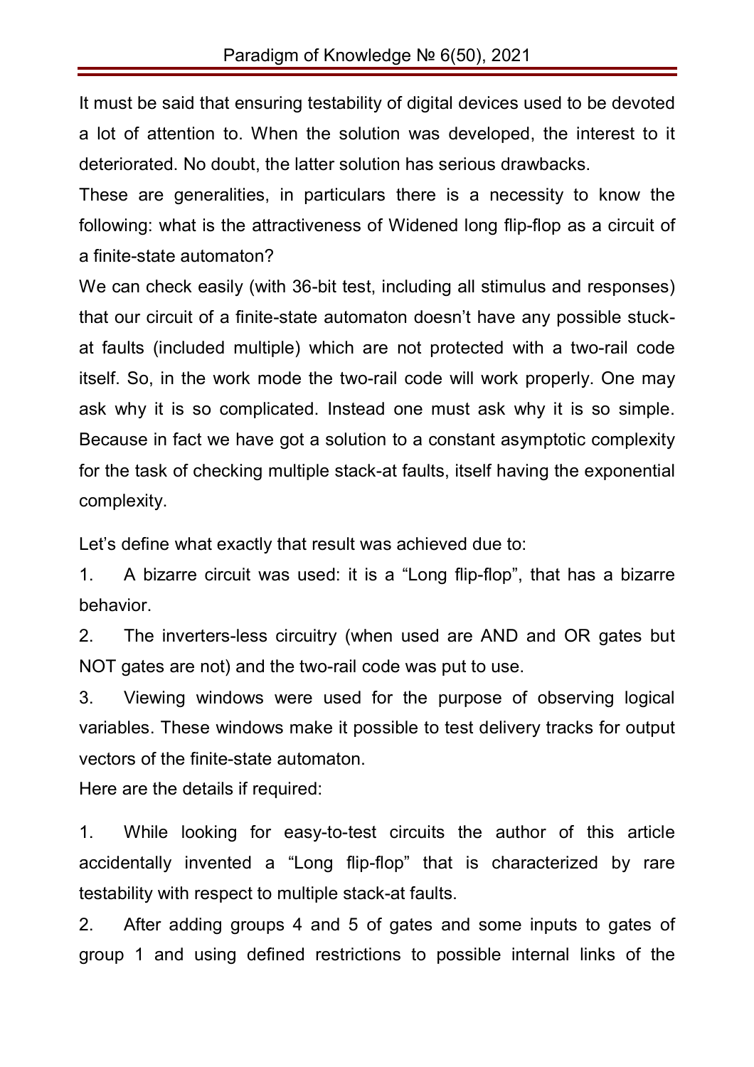It must be said that ensuring testability of digital devices used to be devoted a lot of attention to. When the solution was developed, the interest to it deteriorated. No doubt, the latter solution has serious drawbacks.

These are generalities, in particulars there is a necessity to know the following: what is the attractiveness of Widened long flip-flop as a circuit of a finite-state automaton?

We can check easily (with 36-bit test, including all stimulus and responses) that our circuit of a finite-state automaton doesn't have any possible stuck-at faults (included multiple) which are not protected with a two-rail code itself. So, in the work mode the two-rail code will work properly. One may ask why it is so complicated. Instead one must ask why it is so simple. Because in fact we have got a solution to a constant asymptotic complexity for the task of checking multiple stack-at faults, itself having the exponential complexity.

Let's define what exactly that result was achieved due to:

1. A bizarre circuit was used: it is a "Long flip-flop", that has a bizarre behavior.
2. The inverters-less circuitry (when used are AND and OR gates but NOT gates are not) and the two-rail code was put to use.
3. Viewing windows were used for the purpose of observing logical variables. These windows make it possible to test delivery tracks for output vectors of the finite-state automaton.

Here are the details if required:

1. While looking for easy-to-test circuits the author of this article accidentally invented a "Long flip-flop" that is characterized by rare testability with respect to multiple stack-at faults.
2. After adding groups 4 and 5 of gates and some inputs to gates of group 1 and using defined restrictions to possible internal links of the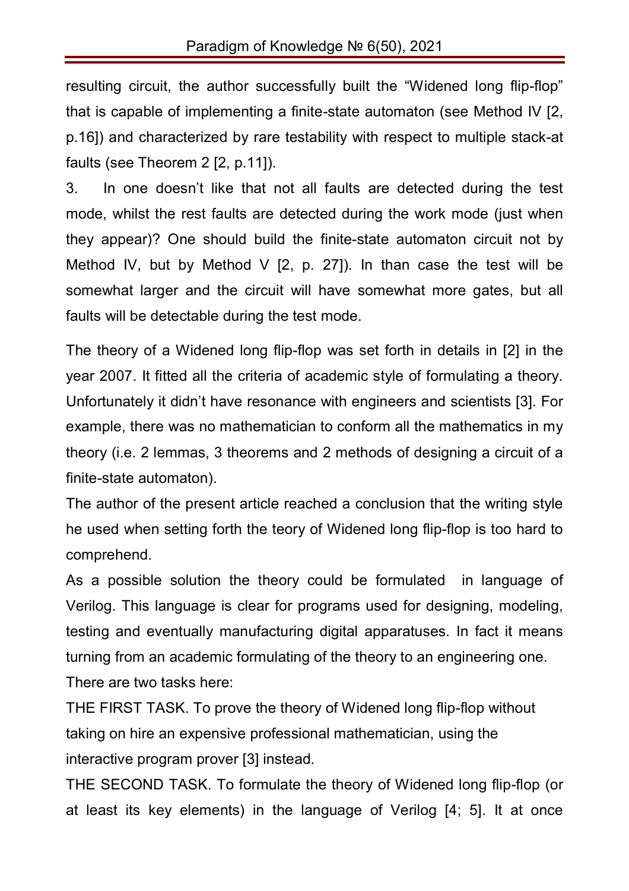resulting circuit, the author successfully built the “Widened long flip-flop” that is capable of implementing a finite-state automaton (see Method IV [2, p.16]) and characterized by rare testability with respect to multiple stack-at faults (see Theorem 2 [2, p.11]).

3. In one doesn’t like that not all faults are detected during the test mode, whilst the rest faults are detected during the work mode (just when they appear)? One should build the finite-state automaton circuit not by Method IV, but by Method V [2, p. 27]). In than case the test will be somewhat larger and the circuit will have somewhat more gates, but all faults will be detectable during the test mode.

The theory of a Widened long flip-flop was set forth in details in [2] in the year 2007. It fitted all the criteria of academic style of formulating a theory. Unfortunately it didn’t have resonance with engineers and scientists [3]. For example, there was no mathematician to conform all the mathematics in my theory (i.e. 2 lemmas, 3 theorems and 2 methods of designing a circuit of a finite-state automaton).

The author of the present article reached a conclusion that the writing style he used when setting forth the teory of Widened long flip-flop is too hard to comprehend.

As a possible solution the theory could be formulated in language of Verilog. This language is clear for programs used for designing, modeling, testing and eventually manufacturing digital apparatuses. In fact it means turning from an academic formulating of the theory to an engineering one.

There are two tasks here:

THE FIRST TASK. To prove the theory of Widened long flip-flop without taking on hire an expensive professional mathematician, using the interactive program prover [3] instead.

THE SECOND TASK. To formulate the theory of Widened long flip-flop (or at least its key elements) in the language of Verilog [4; 5]. It at once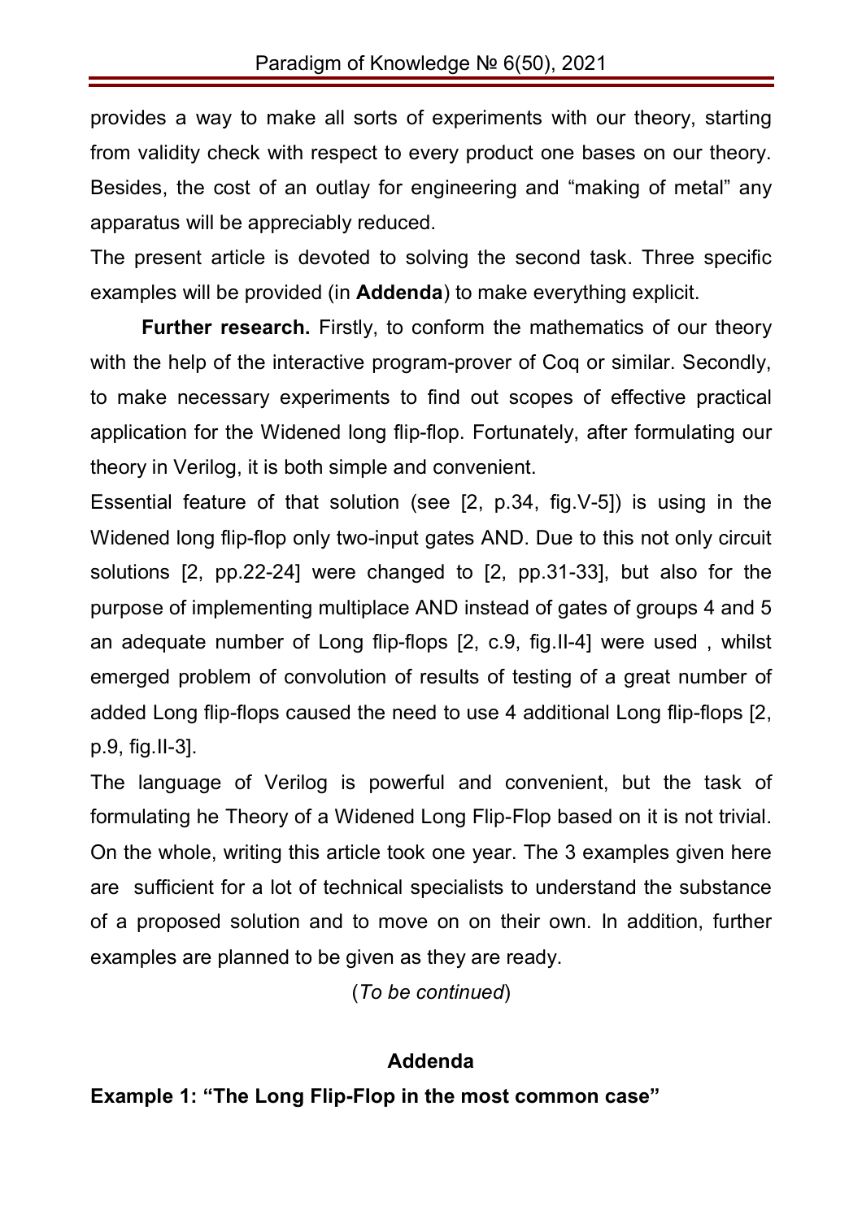provides a way to make all sorts of experiments with our theory, starting from validity check with respect to every product one bases on our theory. Besides, the cost of an outlay for engineering and "making of metal" any apparatus will be appreciably reduced.

The present article is devoted to solving the second task. Three specific examples will be provided (in **Addenda**) to make everything explicit.

**Further research.** Firstly, to conform the mathematics of our theory with the help of the interactive program-prover of Coq or similar. Secondly, to make necessary experiments to find out scopes of effective practical application for the Widened long flip-flop. Fortunately, after formulating our theory in Verilog, it is both simple and convenient.

Essential feature of that solution (see [2, p.34, fig.V-5]) is using in the Widened long flip-flop only two-input gates AND. Due to this not only circuit solutions [2, pp.22-24] were changed to [2, pp.31-33], but also for the purpose of implementing multiplace AND instead of gates of groups 4 and 5 an adequate number of Long flip-flops [2, c.9, fig.II-4] were used , whilst emerged problem of convolution of results of testing of a great number of added Long flip-flops caused the need to use 4 additional Long flip-flops [2, p.9, fig.II-3].

The language of Verilog is powerful and convenient, but the task of formulating he Theory of a Widened Long Flip-Flop based on it is not trivial. On the whole, writing this article took one year. The 3 examples given here are sufficient for a lot of technical specialists to understand the substance of a proposed solution and to move on on their own. In addition, further examples are planned to be given as they are ready.

(*To be continued*)

## Addenda

**Example 1: "The Long Flip-Flop in the most common case"**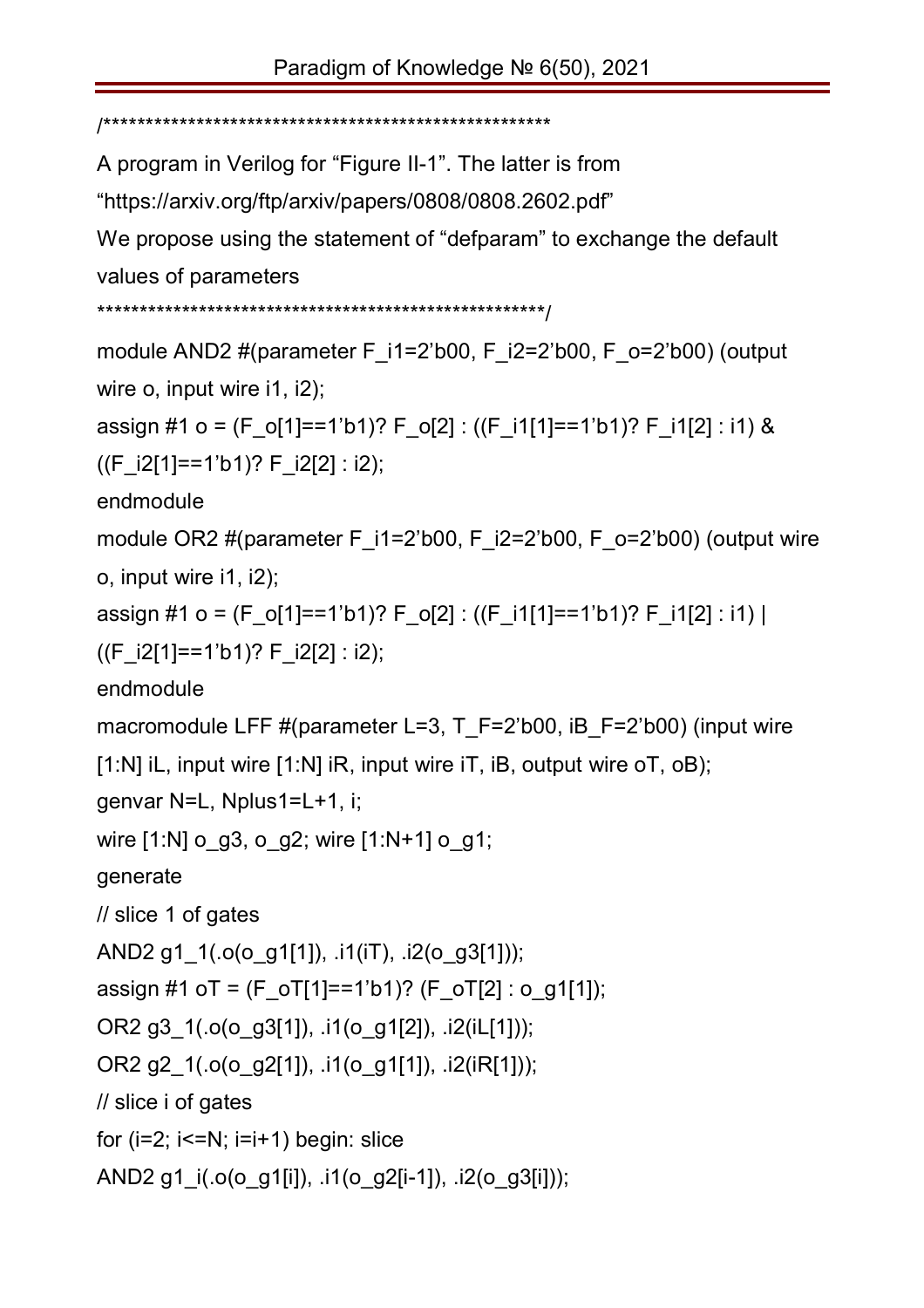```
/*****************************************************
A program in Verilog for "Figure II-1". The latter is from
"https://arxiv.org/ftp/arxiv/papers/0808/0808.2602.pdf"
We propose using the statement of "defparam" to exchange the default
values of parameters
*****************************************************/
module AND2 #(parameter F_i1=2'b00, F_i2=2'b00, F_o=2'b00) (output
wire o, input wire i1, i2);
assign #1 o = (F_o[1]==1'b1)? F_o[2] : ((F_i1[1]==1'b1)? F_i1[2] : i1) &
((F_i2[1]==1'b1)? F_i2[2] : i2);
endmodule
module OR2 #(parameter F_i1=2'b00, F_i2=2'b00, F_o=2'b00) (output wire
o, input wire i1, i2);
assign #1 o = (F_o[1]==1'b1)? F_o[2] : ((F_i1[1]==1'b1)? F_i1[2] : i1) |
((F_i2[1]==1'b1)? F_i2[2] : i2);
endmodule
macromodule LFF #(parameter L=3, T_F=2'b00, iB_F=2'b00) (input wire
[1:N] iL, input wire [1:N] iR, input wire iT, iB, output wire oT, oB);
genvar N=L, Nplus1=L+1, i;
wire [1:N] o_g3, o_g2; wire [1:N+1] o_g1;
generate
// slice 1 of gates
AND2 g1_1(.o(o_g1[1]), .i1(iT), .i2(o_g3[1]));
assign #1 oT = (F_oT[1]==1'b1)? (F_oT[2] : o_g1[1]);
OR2 g3_1(.o(o_g3[1]), .i1(o_g1[2]), .i2(iL[1]));
OR2 g2_1(.o(o_g2[1]), .i1(o_g1[1]), .i2(iR[1]));
// slice i of gates
for (i=2; i<=N; i=i+1) begin: slice
AND2 g1_i(.o(o_g1[i]), .i1(o_g2[i-1]), .i2(o_g3[i]));
```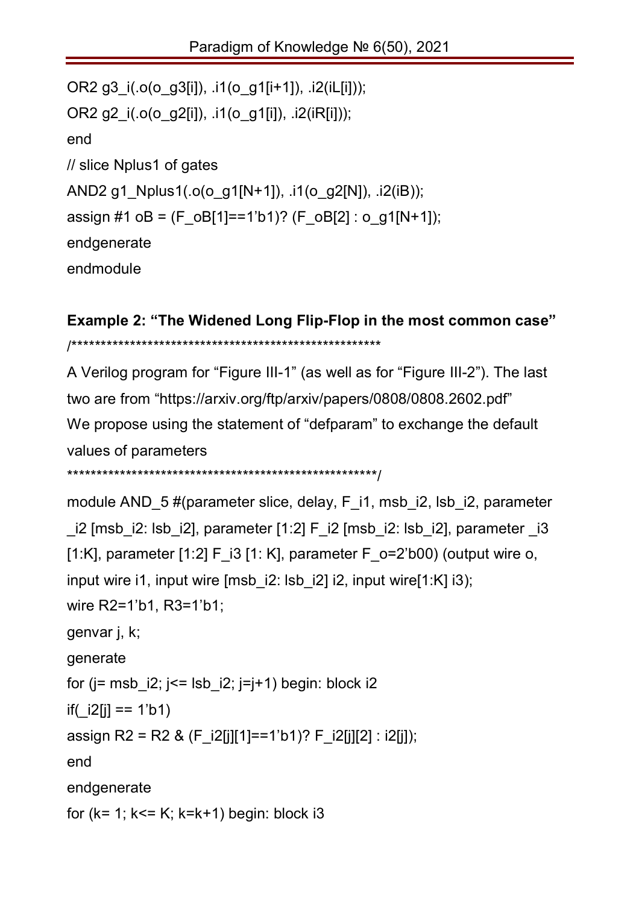```
OR2 g3_i(.o(o_g3[i]), .i1(o_g1[i+1]), .i2(iL[i]));
OR2 g2_i(.o(o_g2[i]), .i1(o_g1[i]), .i2(iR[i]));
end
// slice Nplus1 of gates
AND2 g1_Nplus1(.o(o_g1[N+1]), .i1(o_g2[N]), .i2(iB));
assign #1 oB = (F_oB[1]==1'b1)? (F_oB[2] : o_g1[N+1]);
endgenerate
endmodule
```

**Example 2: "The Widened Long Flip-Flop in the most common case"**

```
/*****************************************************
A Verilog program for "Figure III-1" (as well as for "Figure III-2"). The last
two are from "https://arxiv.org/ftp/arxiv/papers/0808/0808.2602.pdf"
We propose using the statement of "defparam" to exchange the default
values of parameters
*****************************************************/
module AND_5 #(parameter slice, delay, F_i1, msb_i2, lsb_i2, parameter
_i2 [msb_i2: lsb_i2], parameter [1:2] F_i2 [msb_i2: lsb_i2], parameter _i3
[1:K], parameter [1:2] F_i3 [1: K], parameter F_o=2'b00) (output wire o,
input wire i1, input wire [msb_i2: lsb_i2] i2, input wire[1:K] i3);
wire R2=1'b1, R3=1'b1;
genvar j, k;
generate
for (j= msb_i2; j<= lsb_i2; j=j+1) begin: block i2
if(_i2[j] == 1'b1)
assign R2 = R2 & (F_i2[j][1]==1'b1)? F_i2[j][2] : i2[j]);
end
endgenerate
for (k= 1; k<= K; k=k+1) begin: block i3
```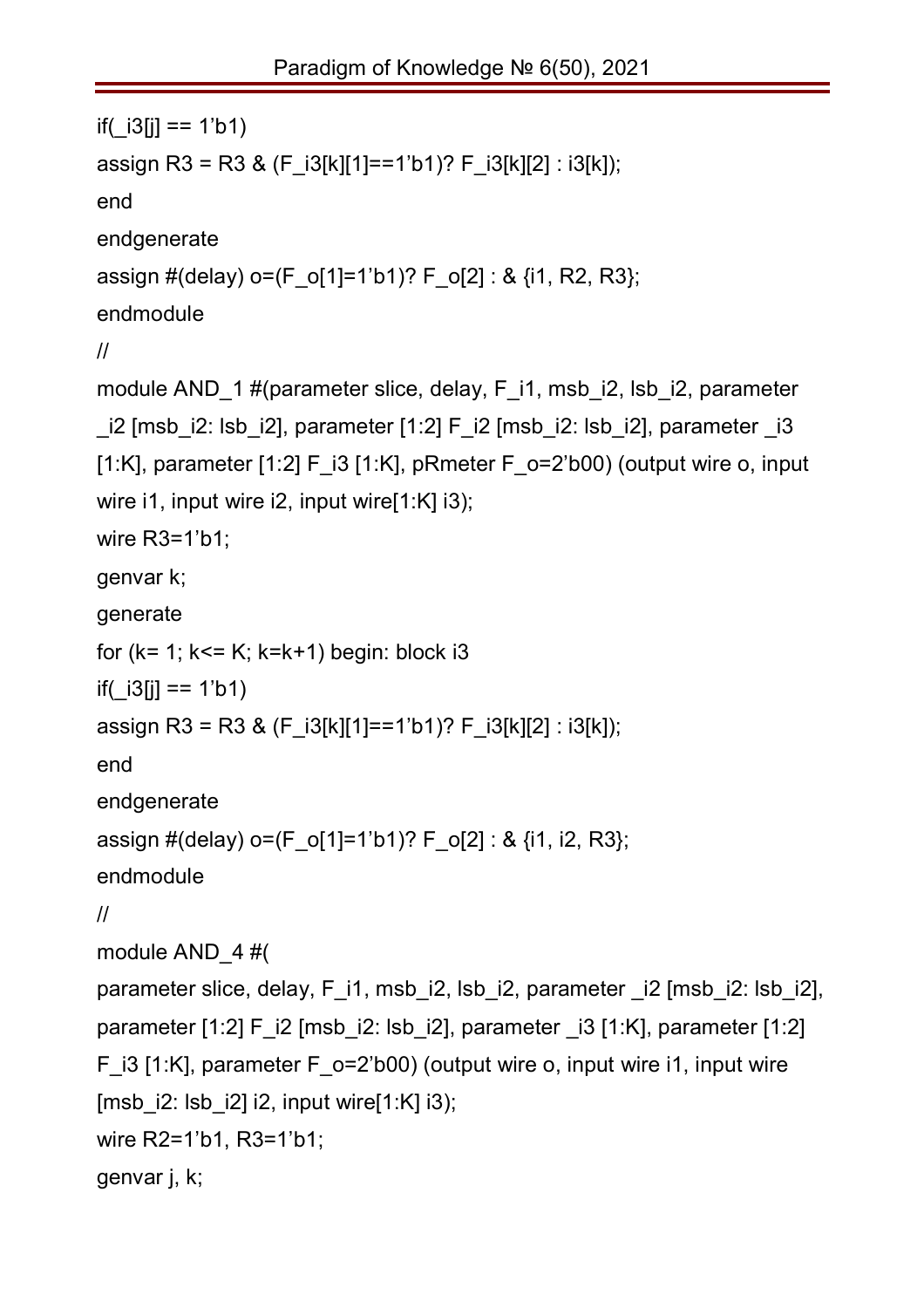```
if(_i3[j] == 1'b1)
assign R3 = R3 & (F_i3[k][1]==1'b1)? F_i3[k][2] : i3[k]);
end
endgenerate
assign #(delay) o=(F_o[1]=1'b1)? F_o[2] : & {i1, R2, R3};
endmodule
//
module AND_1 #(parameter slice, delay, F_i1, msb_i2, lsb_i2, parameter
_i2 [msb_i2: lsb_i2], parameter [1:2] F_i2 [msb_i2: lsb_i2], parameter _i3
[1:K], parameter [1:2] F_i3 [1:K], pRmeter F_o=2'b00) (output wire o, input
wire i1, input wire i2, input wire[1:K] i3);
wire R3=1'b1;
genvar k;
generate
for (k= 1; k<= K; k=k+1) begin: block i3
if(_i3[j] == 1'b1)
assign R3 = R3 & (F_i3[k][1]==1'b1)? F_i3[k][2] : i3[k]);
end
endgenerate
assign #(delay) o=(F_o[1]=1'b1)? F_o[2] : & {i1, i2, R3};
endmodule
//
module AND_4 #(
parameter slice, delay, F_i1, msb_i2, lsb_i2, parameter _i2 [msb_i2: lsb_i2],
parameter [1:2] F_i2 [msb_i2: lsb_i2], parameter _i3 [1:K], parameter [1:2]
F_i3 [1:K], parameter F_o=2'b00) (output wire o, input wire i1, input wire
[msb_i2: lsb_i2] i2, input wire[1:K] i3);
wire R2=1'b1, R3=1'b1;
genvar j, k;
```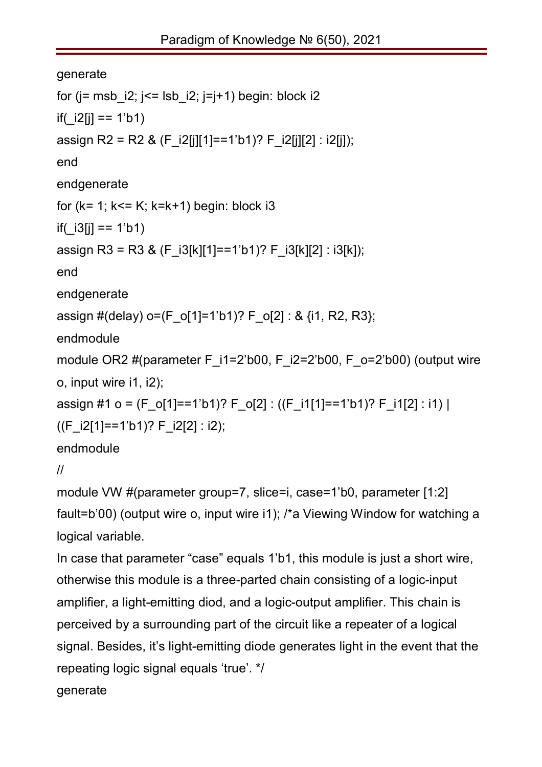```
generate
for (j= msb_i2; j<= lsb_i2; j=j+1) begin: block i2
if(_i2[j] == 1'b1)
assign R2 = R2 & (F_i2[j][1]==1'b1)? F_i2[j][2] : i2[j]);
end
endgenerate
for (k= 1; k<= K; k=k+1) begin: block i3
if(_i3[j] == 1'b1)
assign R3 = R3 & (F_i3[k][1]==1'b1)? F_i3[k][2] : i3[k]);
end
endgenerate
assign #(delay) o=(F_o[1]=1'b1)? F_o[2] : & {i1, R2, R3};
endmodule
module OR2 #(parameter F_i1=2'b00, F_i2=2'b00, F_o=2'b00) (output wire
o, input wire i1, i2);
assign #1 o = (F_o[1]==1'b1)? F_o[2] : ((F_i1[1]==1'b1)? F_i1[2] : i1) |
((F_i2[1]==1'b1)? F_i2[2] : i2);
endmodule
//
module VW #(parameter group=7, slice=i, case=1'b0, parameter [1:2]
fault=b'00) (output wire o, input wire i1); /*a Viewing Window for watching a
logical variable.
In case that parameter "case" equals 1'b1, this module is just a short wire,
otherwise this module is a three-parted chain consisting of a logic-input
amplifier, a light-emitting diod, and a logic-output amplifier. This chain is
perceived by a surrounding part of the circuit like a repeater of a logical
signal. Besides, it's light-emitting diode generates light in the event that the
repeating logic signal equals 'true'. */
generate
```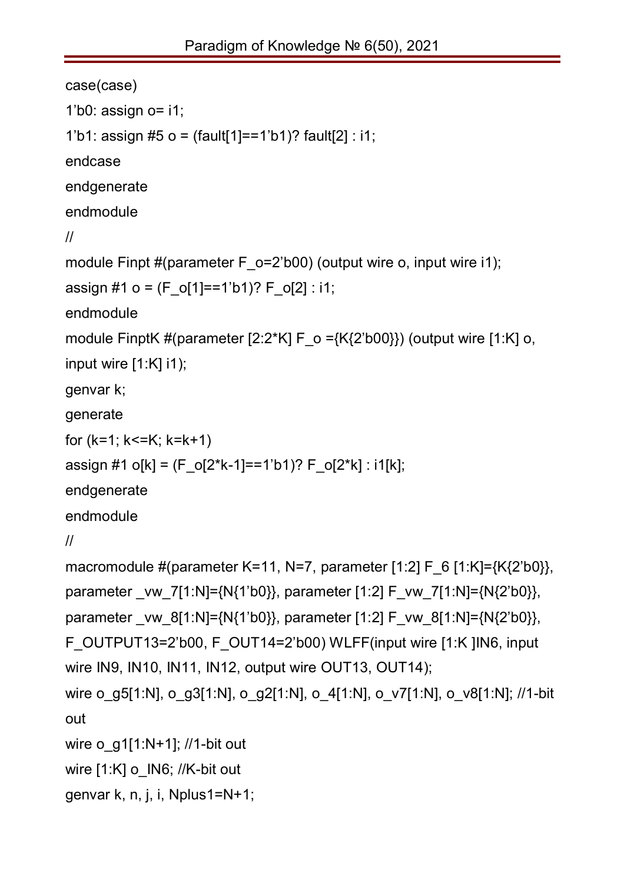```
case(case)
1'b0: assign o= i1;
1'b1: assign #5 o = (fault[1]==1'b1)? fault[2] : i1;
endcase
endgenerate
endmodule
//
module Finpt #(parameter F_o=2'b00) (output wire o, input wire i1);
assign #1 o = (F_o[1]==1'b1)? F_o[2] : i1;
endmodule
module FinptK #(parameter [2:2*K] F_o ={K{2'b00}}) (output wire [1:K] o,
input wire [1:K] i1);
genvar k;
generate
for (k=1; k<=K; k=k+1)
assign #1 o[k] = (F_o[2*k-1]==1'b1)? F_o[2*k] : i1[k];
endgenerate
endmodule
//
macromodule #(parameter K=11, N=7, parameter [1:2] F_6 [1:K]={K{2'b0}},
parameter _vw_7[1:N]={N{1'b0}}, parameter [1:2] F_vw_7[1:N]={N{2'b0}},
parameter _vw_8[1:N]={N{1'b0}}, parameter [1:2] F_vw_8[1:N]={N{2'b0}},
F_OUTPUT13=2'b00, F_OUT14=2'b00) WLFF(input wire [1:K ]IN6, input
wire IN9, IN10, IN11, IN12, output wire OUT13, OUT14);
wire o_g5[1:N], o_g3[1:N], o_g2[1:N], o_4[1:N], o_v7[1:N], o_v8[1:N]; //1-bit
out
wire o_g1[1:N+1]; //1-bit out
wire [1:K] o_IN6; //K-bit out
genvar k, n, j, i, Nplus1=N+1;
```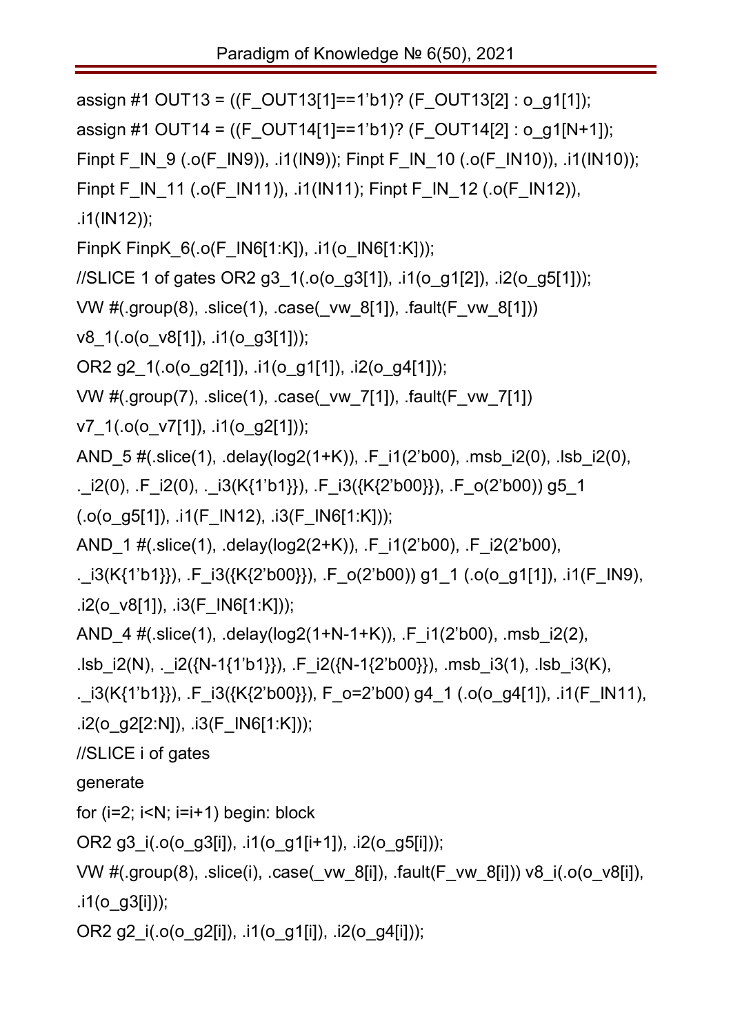```
assign #1 OUT13 = ((F_OUT13[1]==1'b1)? (F_OUT13[2] : o_g1[1]);
assign #1 OUT14 = ((F_OUT14[1]==1'b1)? (F_OUT14[2] : o_g1[N+1]);
Finpt F_IN_9 (.o(F_IN9)), .i1(IN9)); Finpt F_IN_10 (.o(F_IN10)), .i1(IN10));
Finpt F_IN_11 (.o(F_IN11)), .i1(IN11); Finpt F_IN_12 (.o(F_IN12)),
.i1(IN12));
FinpK FinpK_6(.o(F_IN6[1:K]), .i1(o_IN6[1:K]));
//SLICE 1 of gates OR2 g3_1(.o(o_g3[1]), .i1(o_g1[2]), .i2(o_g5[1]));
VW #(.group(8), .slice(1), .case(_vw_8[1]), .fault(F_vw_8[1]))
v8_1(.o(o_v8[1]), .i1(o_g3[1]));
OR2 g2_1(.o(o_g2[1]), .i1(o_g1[1]), .i2(o_g4[1]));
VW #(.group(7), .slice(1), .case(_vw_7[1]), .fault(F_vw_7[1])
v7_1(.o(o_v7[1]), .i1(o_g2[1]));
AND_5 #(.slice(1), .delay(log2(1+K)), .F_i1(2'b00), .msb_i2(0), .lsb_i2(0),
._i2(0), .F_i2(0), ._i3(K{1'b1}}), .F_i3({K{2'b00}}), .F_o(2'b00)) g5_1
(.o(o_g5[1]), .i1(F_IN12), .i3(F_IN6[1:K]));
AND_1 #(.slice(1), .delay(log2(2+K)), .F_i1(2'b00), .F_i2(2'b00),
._i3(K{1'b1}}), .F_i3({K{2'b00}}), .F_o(2'b00)) g1_1 (.o(o_g1[1]), .i1(F_IN9),
.i2(o_v8[1]), .i3(F_IN6[1:K]));
AND_4 #(.slice(1), .delay(log2(1+N-1+K)), .F_i1(2'b00), .msb_i2(2),
.lsb_i2(N), ._i2({N-1{1'b1}}), .F_i2({N-1{2'b00}}), .msb_i3(1), .lsb_i3(K),
._i3(K{1'b1}}), .F_i3({K{2'b00}}), F_o=2'b00) g4_1 (.o(o_g4[1]), .i1(F_IN11),
.i2(o_g2[2:N]), .i3(F_IN6[1:K]));
//SLICE i of gates
generate
for (i=2; i<N; i=i+1) begin: block
OR2 g3_i(.o(o_g3[i]), .i1(o_g1[i+1]), .i2(o_g5[i]));
VW #(.group(8), .slice(i), .case(_vw_8[i]), .fault(F_vw_8[i])) v8_i(.o(o_v8[i]),
.i1(o_g3[i]));
OR2 g2_i(.o(o_g2[i]), .i1(o_g1[i]), .i2(o_g4[i]));
```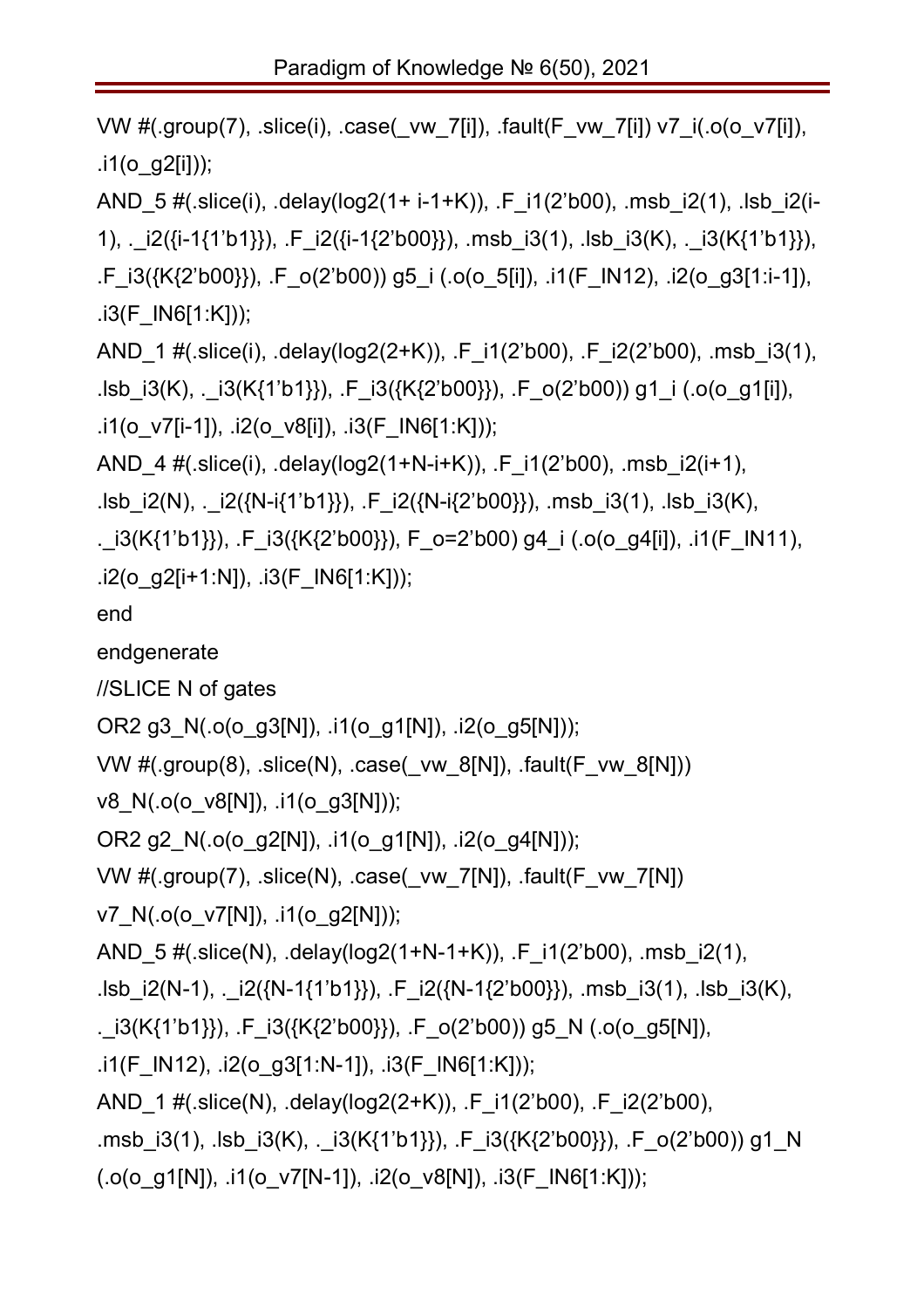```
VW #(.group(7), .slice(i), .case(_vw_7[i]), .fault(F_vw_7[i]) v7_i(.o(o_v7[i]),
.i1(o_g2[i]));
AND_5 #(.slice(i), .delay(log2(1+ i-1+K)), .F_i1(2'b00), .msb_i2(1), .lsb_i2(i-
1), ._i2({i-1{1'b1}}), .F_i2({i-1{2'b00}}), .msb_i3(1), .lsb_i3(K), ._i3(K{1'b1}}),
.F_i3({K{2'b00}}), .F_o(2'b00)) g5_i (.o(o_5[i]), .i1(F_IN12), .i2(o_g3[1:i-1]),
.i3(F_IN6[1:K]));
AND_1 #(.slice(i), .delay(log2(2+K)), .F_i1(2'b00), .F_i2(2'b00), .msb_i3(1),
.lsb_i3(K), ._i3(K{1'b1}}), .F_i3({K{2'b00}}), .F_o(2'b00)) g1_i (.o(o_g1[i]),
.i1(o_v7[i-1]), .i2(o_v8[i]), .i3(F_IN6[1:K]));
AND_4 #(.slice(i), .delay(log2(1+N-i+K)), .F_i1(2'b00), .msb_i2(i+1),
.lsb_i2(N), ._i2({N-i{1'b1}}), .F_i2({N-i{2'b00}}), .msb_i3(1), .lsb_i3(K),
._i3(K{1'b1}}), .F_i3({K{2'b00}}), F_o=2'b00) g4_i (.o(o_g4[i]), .i1(F_IN11),
.i2(o_g2[i+1:N]), .i3(F_IN6[1:K]));
end
endgenerate
//SLICE N of gates
OR2 g3_N(.o(o_g3[N]), .i1(o_g1[N]), .i2(o_g5[N]));
VW #(.group(8), .slice(N), .case(_vw_8[N]), .fault(F_vw_8[N]))
v8_N(.o(o_v8[N]), .i1(o_g3[N]));
OR2 g2_N(.o(o_g2[N]), .i1(o_g1[N]), .i2(o_g4[N]));
VW #(.group(7), .slice(N), .case(_vw_7[N]), .fault(F_vw_7[N])
v7_N(.o(o_v7[N]), .i1(o_g2[N]));
AND_5 #(.slice(N), .delay(log2(1+N-1+K)), .F_i1(2'b00), .msb_i2(1),
.lsb_i2(N-1), ._i2({N-1{1'b1}}), .F_i2({N-1{2'b00}}), .msb_i3(1), .lsb_i3(K),
._i3(K{1'b1}}), .F_i3({K{2'b00}}), .F_o(2'b00)) g5_N (.o(o_g5[N]),
.i1(F_IN12), .i2(o_g3[1:N-1]), .i3(F_IN6[1:K]));
AND_1 #(.slice(N), .delay(log2(2+K)), .F_i1(2'b00), .F_i2(2'b00),
.msb_i3(1), .lsb_i3(K), ._i3(K{1'b1}}), .F_i3({K{2'b00}}), .F_o(2'b00)) g1_N
(.o(o_g1[N]), .i1(o_v7[N-1]), .i2(o_v8[N]), .i3(F_IN6[1:K]));
```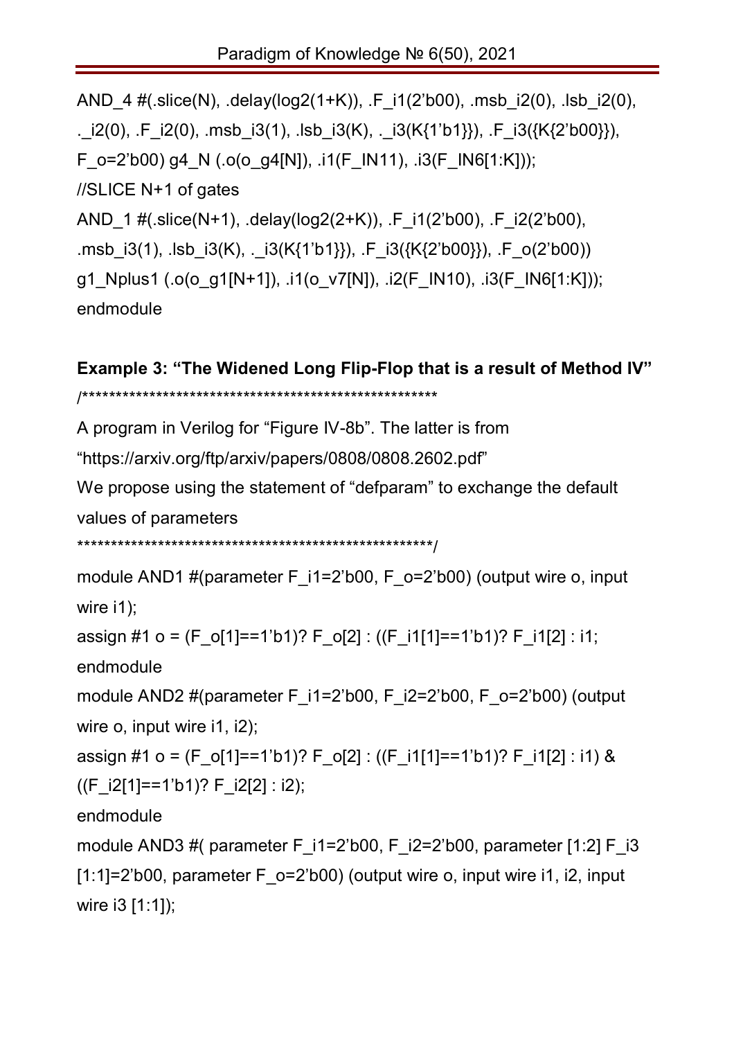```
AND_4 #(.slice(N), .delay(log2(1+K)), .F_i1(2'b00), .msb_i2(0), .lsb_i2(0),
._i2(0), .F_i2(0), .msb_i3(1), .lsb_i3(K), ._i3(K{1'b1}}), .F_i3({K{2'b00}}),
F_o=2'b00) g4_N (.o(o_g4[N]), .i1(F_IN11), .i3(F_IN6[1:K]));
//SLICE N+1 of gates
AND_1 #(.slice(N+1), .delay(log2(2+K)), .F_i1(2'b00), .F_i2(2'b00),
.msb_i3(1), .lsb_i3(K), ._i3(K{1'b1}}), .F_i3({K{2'b00}}), .F_o(2'b00))
g1_Nplus1 (.o(o_g1[N+1]), .i1(o_v7[N]), .i2(F_IN10), .i3(F_IN6[1:K]));
endmodule
```

### Example 3: "The Widened Long Flip-Flop that is a result of Method IV"

```
/*****************************************************
A program in Verilog for "Figure IV-8b". The latter is from
"https://arxiv.org/ftp/arxiv/papers/0808/0808.2602.pdf"
We propose using the statement of "defparam" to exchange the default
values of parameters
*****************************************************/
module AND1 #(parameter F_i1=2'b00, F_o=2'b00) (output wire o, input
wire i1);
assign #1 o = (F_o[1]==1'b1)? F_o[2] : ((F_i1[1]==1'b1)? F_i1[2] : i1;
endmodule
module AND2 #(parameter F_i1=2'b00, F_i2=2'b00, F_o=2'b00) (output
wire o, input wire i1, i2);
assign #1 o = (F_o[1]==1'b1)? F_o[2] : ((F_i1[1]==1'b1)? F_i1[2] : i1) &
((F_i2[1]==1'b1)? F_i2[2] : i2);
endmodule
module AND3 #( parameter F_i1=2'b00, F_i2=2'b00, parameter [1:2] F_i3
[1:1]=2'b00, parameter F_o=2'b00) (output wire o, input wire i1, i2, input
wire i3 [1:1]);
```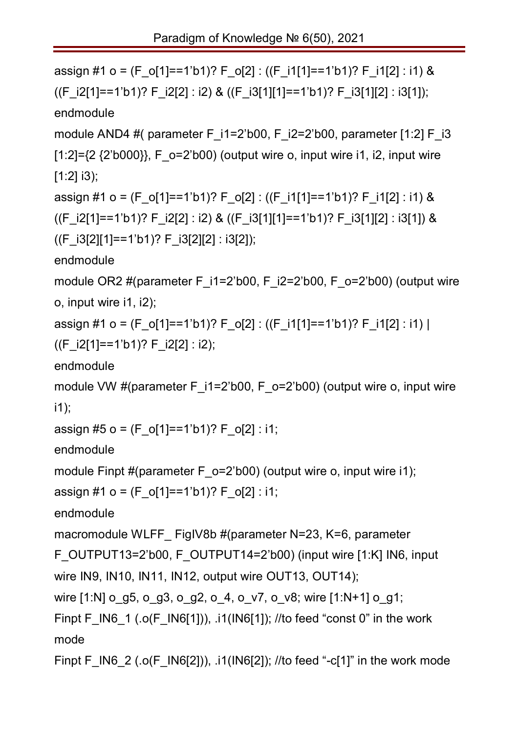```
assign #1 o = (F_o[1]==1'b1)? F_o[2] : ((F_i1[1]==1'b1)? F_i1[2] : i1) &
((F_i2[1]==1'b1)? F_i2[2] : i2) & ((F_i3[1][1]==1'b1)? F_i3[1][2] : i3[1]);
endmodule
module AND4 #( parameter F_i1=2'b00, F_i2=2'b00, parameter [1:2] F_i3
[1:2]={2 {2'b000}}, F_o=2'b00) (output wire o, input wire i1, i2, input wire
[1:2] i3);
assign #1 o = (F_o[1]==1'b1)? F_o[2] : ((F_i1[1]==1'b1)? F_i1[2] : i1) &
((F_i2[1]==1'b1)? F_i2[2] : i2) & ((F_i3[1][1]==1'b1)? F_i3[1][2] : i3[1]) &
((F_i3[2][1]==1'b1)? F_i3[2][2] : i3[2]);
endmodule
module OR2 #(parameter F_i1=2'b00, F_i2=2'b00, F_o=2'b00) (output wire
o, input wire i1, i2);
assign #1 o = (F_o[1]==1'b1)? F_o[2] : ((F_i1[1]==1'b1)? F_i1[2] : i1) |
((F_i2[1]==1'b1)? F_i2[2] : i2);
endmodule
module VW #(parameter F_i1=2'b00, F_o=2'b00) (output wire o, input wire
i1);
assign #5 o = (F_o[1]==1'b1)? F_o[2] : i1;
endmodule
module Finpt #(parameter F_o=2'b00) (output wire o, input wire i1);
assign #1 o = (F_o[1]==1'b1)? F_o[2] : i1;
endmodule
macromodule WLFF_ FigIV8b #(parameter N=23, K=6, parameter
F_OUTPUT13=2'b00, F_OUTPUT14=2'b00) (input wire [1:K] IN6, input
wire IN9, IN10, IN11, IN12, output wire OUT13, OUT14);
wire [1:N] o_g5, o_g3, o_g2, o_4, o_v7, o_v8; wire [1:N+1] o_g1;
Finpt F_IN6_1 (.o(F_IN6[1])), .i1(IN6[1]); //to feed "const 0" in the work
mode
Finpt F_IN6_2 (.o(F_IN6[2])), .i1(IN6[2]); //to feed "-c[1]" in the work mode
```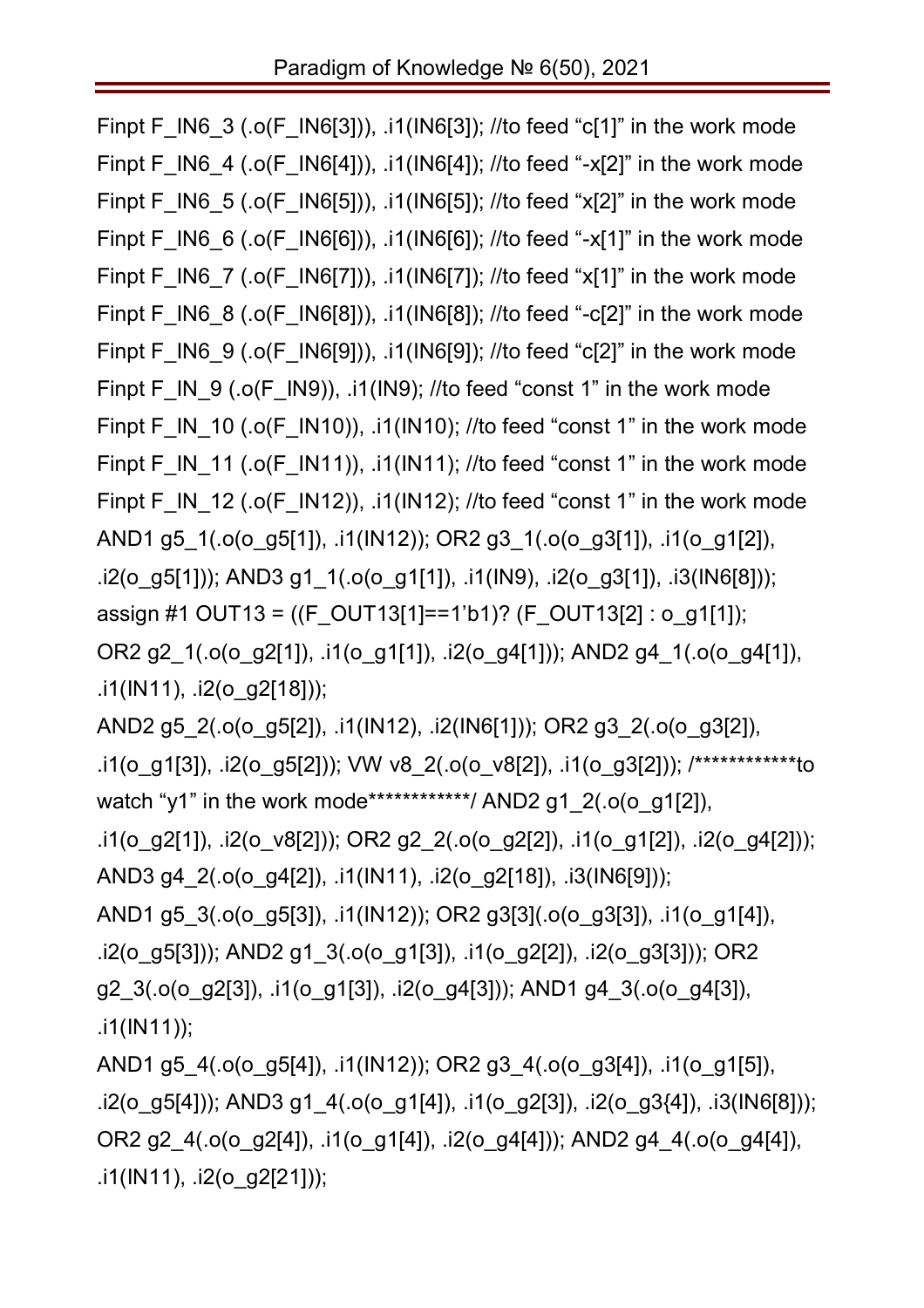```
Finpt F_IN6_3 (.o(F_IN6[3])), .i1(IN6[3]); //to feed "c[1]" in the work mode
Finpt F_IN6_4 (.o(F_IN6[4])), .i1(IN6[4]); //to feed "-x[2]" in the work mode
Finpt F_IN6_5 (.o(F_IN6[5])), .i1(IN6[5]); //to feed "x[2]" in the work mode
Finpt F_IN6_6 (.o(F_IN6[6])), .i1(IN6[6]); //to feed "-x[1]" in the work mode
Finpt F_IN6_7 (.o(F_IN6[7])), .i1(IN6[7]); //to feed "x[1]" in the work mode
Finpt F_IN6_8 (.o(F_IN6[8])), .i1(IN6[8]); //to feed "-c[2]" in the work mode
Finpt F_IN6_9 (.o(F_IN6[9])), .i1(IN6[9]); //to feed "c[2]" in the work mode
Finpt F_IN_9 (.o(F_IN9)), .i1(IN9); //to feed "const 1" in the work mode
Finpt F_IN_10 (.o(F_IN10)), .i1(IN10); //to feed "const 1" in the work mode
Finpt F_IN_11 (.o(F_IN11)), .i1(IN11); //to feed "const 1" in the work mode
Finpt F_IN_12 (.o(F_IN12)), .i1(IN12); //to feed "const 1" in the work mode
AND1 g5_1(.o(o_g5[1]), .i1(IN12)); OR2 g3_1(.o(o_g3[1]), .i1(o_g1[2]),
.i2(o_g5[1])); AND3 g1_1(.o(o_g1[1]), .i1(IN9), .i2(o_g3[1]), .i3(IN6[8]));
assign #1 OUT13 = ((F_OUT13[1]==1'b1)? (F_OUT13[2] : o_g1[1]);
OR2 g2_1(.o(o_g2[1]), .i1(o_g1[1]), .i2(o_g4[1])); AND2 g4_1(.o(o_g4[1]),
.i1(IN11), .i2(o_g2[18]));
AND2 g5_2(.o(o_g5[2]), .i1(IN12), .i2(IN6[1])); OR2 g3_2(.o(o_g3[2]),
.i1(o_g1[3]), .i2(o_g5[2])); VW v8_2(.o(o_v8[2]), .i1(o_g3[2])); /************to
watch "y1" in the work mode************/ AND2 g1_2(.o(o_g1[2]),
.i1(o_g2[1]), .i2(o_v8[2])); OR2 g2_2(.o(o_g2[2]), .i1(o_g1[2]), .i2(o_g4[2]));
AND3 g4_2(.o(o_g4[2]), .i1(IN11), .i2(o_g2[18]), .i3(IN6[9]));
AND1 g5_3(.o(o_g5[3]), .i1(IN12)); OR2 g3[3](.o(o_g3[3]), .i1(o_g1[4]),
.i2(o_g5[3])); AND2 g1_3(.o(o_g1[3]), .i1(o_g2[2]), .i2(o_g3[3])); OR2
g2_3(.o(o_g2[3]), .i1(o_g1[3]), .i2(o_g4[3])); AND1 g4_3(.o(o_g4[3]),
.i1(IN11));
AND1 g5_4(.o(o_g5[4]), .i1(IN12)); OR2 g3_4(.o(o_g3[4]), .i1(o_g1[5]),
.i2(o_g5[4])); AND3 g1_4(.o(o_g1[4]), .i1(o_g2[3]), .i2(o_g3{4]), .i3(IN6[8]));
OR2 g2_4(.o(o_g2[4]), .i1(o_g1[4]), .i2(o_g4[4])); AND2 g4_4(.o(o_g4[4]),
.i1(IN11), .i2(o_g2[21]));
```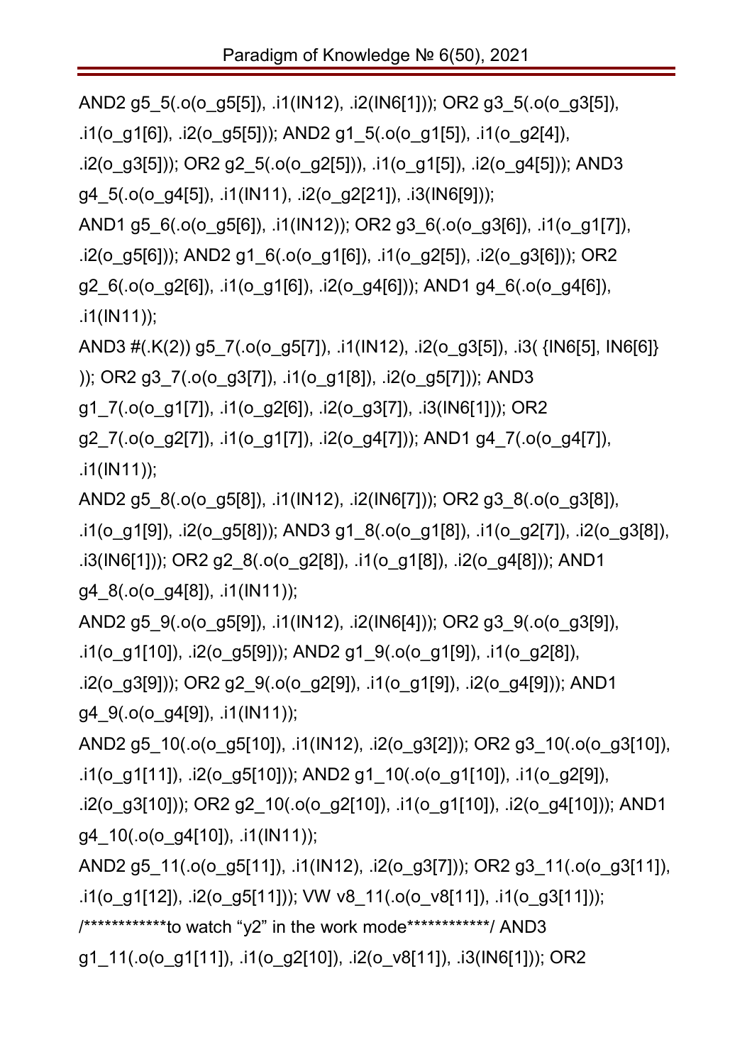```
AND2 g5_5(.o(o_g5[5]), .i1(IN12), .i2(IN6[1])); OR2 g3_5(.o(o_g3[5]),
.i1(o_g1[6]), .i2(o_g5[5])); AND2 g1_5(.o(o_g1[5]), .i1(o_g2[4]),
.i2(o_g3[5])); OR2 g2_5(.o(o_g2[5])), .i1(o_g1[5]), .i2(o_g4[5])); AND3
g4_5(.o(o_g4[5]), .i1(IN11), .i2(o_g2[21]), .i3(IN6[9]));
AND1 g5_6(.o(o_g5[6]), .i1(IN12)); OR2 g3_6(.o(o_g3[6]), .i1(o_g1[7]),
.i2(o_g5[6])); AND2 g1_6(.o(o_g1[6]), .i1(o_g2[5]), .i2(o_g3[6])); OR2
g2_6(.o(o_g2[6]), .i1(o_g1[6]), .i2(o_g4[6])); AND1 g4_6(.o(o_g4[6]),
.i1(IN11));
AND3 #(.K(2)) g5_7(.o(o_g5[7]), .i1(IN12), .i2(o_g3[5]), .i3( {IN6[5], IN6[6]}
)); OR2 g3_7(.o(o_g3[7]), .i1(o_g1[8]), .i2(o_g5[7])); AND3
g1_7(.o(o_g1[7]), .i1(o_g2[6]), .i2(o_g3[7]), .i3(IN6[1])); OR2
g2_7(.o(o_g2[7]), .i1(o_g1[7]), .i2(o_g4[7])); AND1 g4_7(.o(o_g4[7]),
.i1(IN11));
AND2 g5_8(.o(o_g5[8]), .i1(IN12), .i2(IN6[7])); OR2 g3_8(.o(o_g3[8]),
.i1(o_g1[9]), .i2(o_g5[8])); AND3 g1_8(.o(o_g1[8]), .i1(o_g2[7]), .i2(o_g3[8]),
.i3(IN6[1])); OR2 g2_8(.o(o_g2[8]), .i1(o_g1[8]), .i2(o_g4[8])); AND1
g4_8(.o(o_g4[8]), .i1(IN11));
AND2 g5_9(.o(o_g5[9]), .i1(IN12), .i2(IN6[4])); OR2 g3_9(.o(o_g3[9]),
.i1(o_g1[10]), .i2(o_g5[9])); AND2 g1_9(.o(o_g1[9]), .i1(o_g2[8]),
.i2(o_g3[9])); OR2 g2_9(.o(o_g2[9]), .i1(o_g1[9]), .i2(o_g4[9])); AND1
g4_9(.o(o_g4[9]), .i1(IN11));
AND2 g5_10(.o(o_g5[10]), .i1(IN12), .i2(o_g3[2])); OR2 g3_10(.o(o_g3[10]),
.i1(o_g1[11]), .i2(o_g5[10])); AND2 g1_10(.o(o_g1[10]), .i1(o_g2[9]),
.i2(o_g3[10])); OR2 g2_10(.o(o_g2[10]), .i1(o_g1[10]), .i2(o_g4[10])); AND1
g4_10(.o(o_g4[10]), .i1(IN11));
AND2 g5_11(.o(o_g5[11]), .i1(IN12), .i2(o_g3[7])); OR2 g3_11(.o(o_g3[11]),
.i1(o_g1[12]), .i2(o_g5[11])); VW v8_11(.o(o_v8[11]), .i1(o_g3[11]));
/************to watch "y2" in the work mode************/ AND3
g1_11(.o(o_g1[11]), .i1(o_g2[10]), .i2(o_v8[11]), .i3(IN6[1])); OR2
```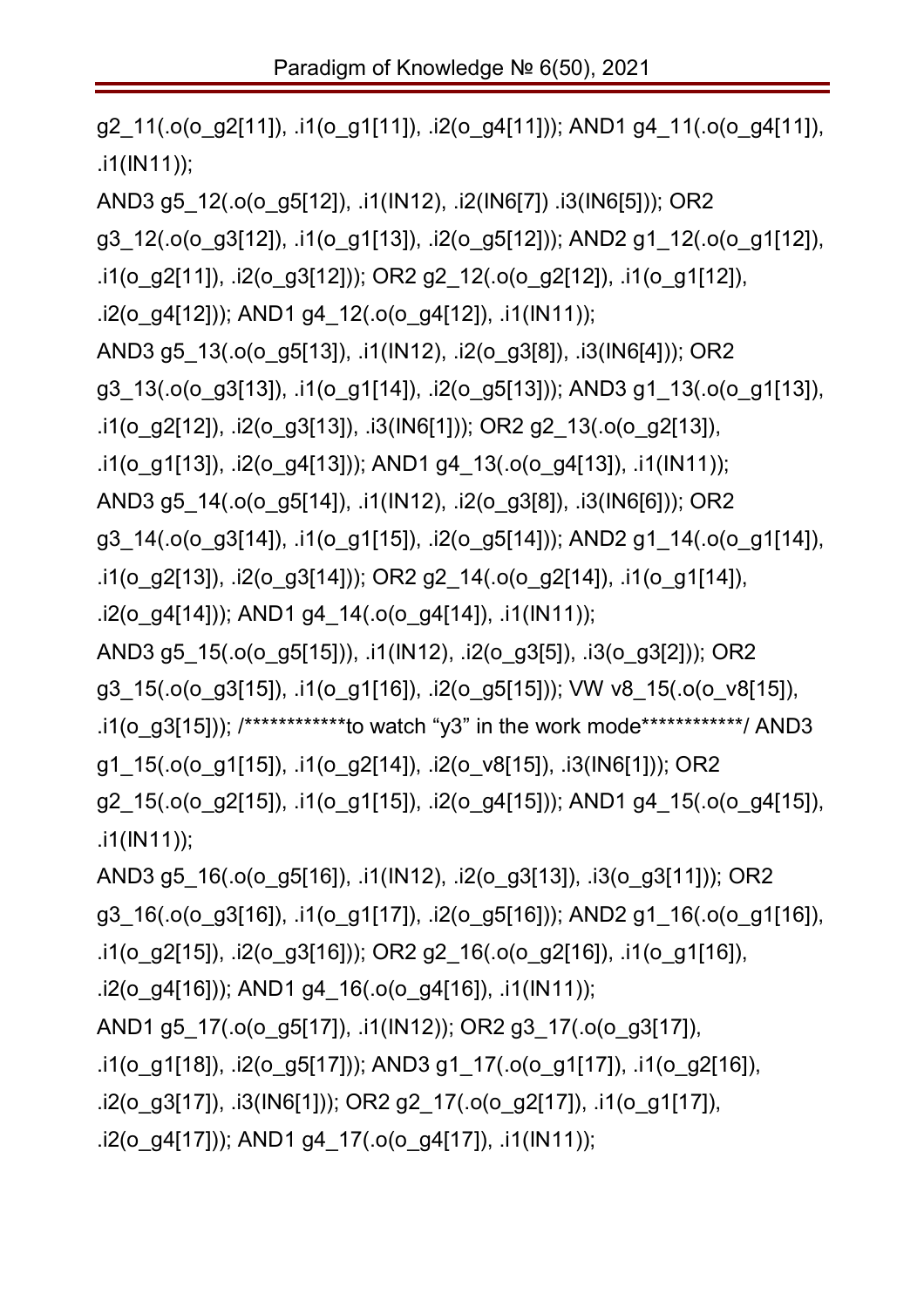g2_11(.o(o_g2[11]), .i1(o_g1[11]), .i2(o_g4[11])); AND1 g4_11(.o(o_g4[11]), .i1(IN11));

AND3 g5_12(.o(o_g5[12]), .i1(IN12), .i2(IN6[7]) .i3(IN6[5])); OR2 g3_12(.o(o_g3[12]), .i1(o_g1[13]), .i2(o_g5[12])); AND2 g1_12(.o(o_g1[12]), .i1(o_g2[11]), .i2(o_g3[12])); OR2 g2_12(.o(o_g2[12]), .i1(o_g1[12]), .i2(o_g4[12])); AND1 g4_12(.o(o_g4[12]), .i1(IN11));

AND3 g5_13(.o(o_g5[13]), .i1(IN12), .i2(o_g3[8]), .i3(IN6[4])); OR2 g3_13(.o(o_g3[13]), .i1(o_g1[14]), .i2(o_g5[13])); AND3 g1_13(.o(o_g1[13]), .i1(o_g2[12]), .i2(o_g3[13]), .i3(IN6[1])); OR2 g2_13(.o(o_g2[13]), .i1(o_g1[13]), .i2(o_g4[13])); AND1 g4_13(.o(o_g4[13]), .i1(IN11));

AND3 g5_14(.o(o_g5[14]), .i1(IN12), .i2(o_g3[8]), .i3(IN6[6])); OR2 g3_14(.o(o_g3[14]), .i1(o_g1[15]), .i2(o_g5[14])); AND2 g1_14(.o(o_g1[14]), .i1(o_g2[13]), .i2(o_g3[14])); OR2 g2_14(.o(o_g2[14]), .i1(o_g1[14]), .i2(o_g4[14])); AND1 g4_14(.o(o_g4[14]), .i1(IN11));

AND3 g5_15(.o(o_g5[15])), .i1(IN12), .i2(o_g3[5]), .i3(o_g3[2])); OR2 g3_15(.o(o_g3[15]), .i1(o_g1[16]), .i2(o_g5[15])); VW v8_15(.o(o_v8[15]), .i1(o_g3[15])); /************to watch "y3" in the work mode************/ AND3 g1_15(.o(o_g1[15]), .i1(o_g2[14]), .i2(o_v8[15]), .i3(IN6[1])); OR2 g2_15(.o(o_g2[15]), .i1(o_g1[15]), .i2(o_g4[15])); AND1 g4_15(.o(o_g4[15]), .i1(IN11));

AND3 g5_16(.o(o_g5[16]), .i1(IN12), .i2(o_g3[13]), .i3(o_g3[11])); OR2 g3_16(.o(o_g3[16]), .i1(o_g1[17]), .i2(o_g5[16])); AND2 g1_16(.o(o_g1[16]), .i1(o_g2[15]), .i2(o_g3[16])); OR2 g2_16(.o(o_g2[16]), .i1(o_g1[16]), .i2(o_g4[16])); AND1 g4_16(.o(o_g4[16]), .i1(IN11));

AND1 g5_17(.o(o_g5[17]), .i1(IN12)); OR2 g3_17(.o(o_g3[17]), .i1(o_g1[18]), .i2(o_g5[17])); AND3 g1_17(.o(o_g1[17]), .i1(o_g2[16]), .i2(o_g3[17]), .i3(IN6[1])); OR2 g2_17(.o(o_g2[17]), .i1(o_g1[17]), .i2(o_g4[17])); AND1 g4_17(.o(o_g4[17]), .i1(IN11));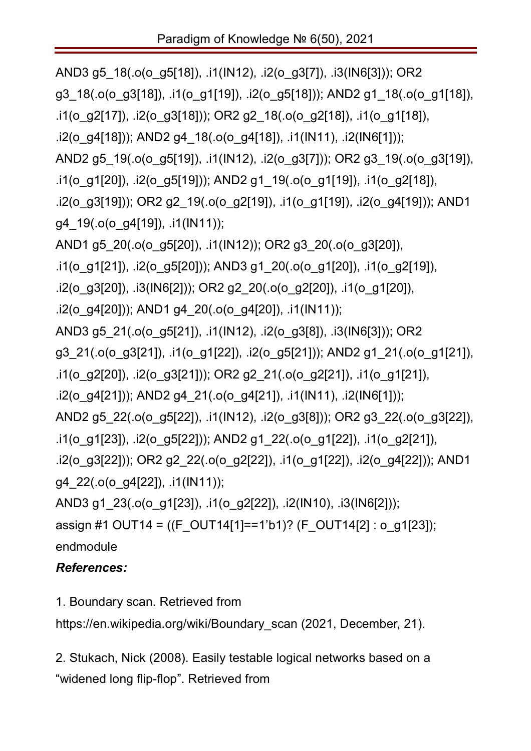```
AND3 g5_18(.o(o_g5[18]), .i1(IN12), .i2(o_g3[7]), .i3(IN6[3])); OR2
g3_18(.o(o_g3[18]), .i1(o_g1[19]), .i2(o_g5[18])); AND2 g1_18(.o(o_g1[18]),
.i1(o_g2[17]), .i2(o_g3[18])); OR2 g2_18(.o(o_g2[18]), .i1(o_g1[18]),
.i2(o_g4[18])); AND2 g4_18(.o(o_g4[18]), .i1(IN11), .i2(IN6[1]));
AND2 g5_19(.o(o_g5[19]), .i1(IN12), .i2(o_g3[7])); OR2 g3_19(.o(o_g3[19]),
.i1(o_g1[20]), .i2(o_g5[19])); AND2 g1_19(.o(o_g1[19]), .i1(o_g2[18]),
.i2(o_g3[19])); OR2 g2_19(.o(o_g2[19]), .i1(o_g1[19]), .i2(o_g4[19])); AND1
g4_19(.o(o_g4[19]), .i1(IN11));
AND1 g5_20(.o(o_g5[20]), .i1(IN12)); OR2 g3_20(.o(o_g3[20]),
.i1(o_g1[21]), .i2(o_g5[20])); AND3 g1_20(.o(o_g1[20]), .i1(o_g2[19]),
.i2(o_g3[20]), .i3(IN6[2])); OR2 g2_20(.o(o_g2[20]), .i1(o_g1[20]),
.i2(o_g4[20])); AND1 g4_20(.o(o_g4[20]), .i1(IN11));
AND3 g5_21(.o(o_g5[21]), .i1(IN12), .i2(o_g3[8]), .i3(IN6[3])); OR2
g3_21(.o(o_g3[21]), .i1(o_g1[22]), .i2(o_g5[21])); AND2 g1_21(.o(o_g1[21]),
.i1(o_g2[20]), .i2(o_g3[21])); OR2 g2_21(.o(o_g2[21]), .i1(o_g1[21]),
.i2(o_g4[21])); AND2 g4_21(.o(o_g4[21]), .i1(IN11), .i2(IN6[1]));
AND2 g5_22(.o(o_g5[22]), .i1(IN12), .i2(o_g3[8])); OR2 g3_22(.o(o_g3[22]),
.i1(o_g1[23]), .i2(o_g5[22])); AND2 g1_22(.o(o_g1[22]), .i1(o_g2[21]),
.i2(o_g3[22])); OR2 g2_22(.o(o_g2[22]), .i1(o_g1[22]), .i2(o_g4[22])); AND1
g4_22(.o(o_g4[22]), .i1(IN11));
AND3 g1_23(.o(o_g1[23]), .i1(o_g2[22]), .i2(IN10), .i3(IN6[2]));
assign #1 OUT14 = ((F_OUT14[1]==1'b1)? (F_OUT14[2] : o_g1[23]);
endmodule
```

***References:***

1. Boundary scan. Retrieved from https://en.wikipedia.org/wiki/Boundary_scan (2021, December, 21).

2. Stukach, Nick (2008). Easily testable logical networks based on a "widened long flip-flop". Retrieved from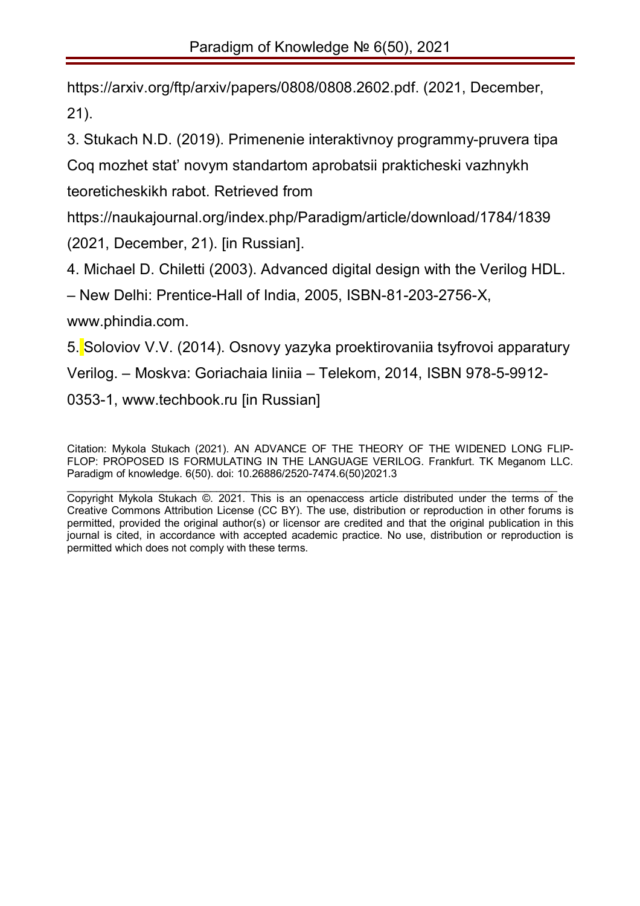https://arxiv.org/ftp/arxiv/papers/0808/0808.2602.pdf. (2021, December, 21).

3. Stukach N.D. (2019). Primenenie interaktivnoy programmy-pruvera tipa Coq mozhet stat' novym standartom aprobatsii prakticheski vazhnykh teoreticheskikh rabot. Retrieved from https://naukajournal.org/index.php/Paradigm/article/download/1784/1839 (2021, December, 21). [in Russian].

4. Michael D. Chiletti (2003). Advanced digital design with the Verilog HDL. – New Delhi: Prentice-Hall of India, 2005, ISBN-81-203-2756-X, www.phindia.com.

5. Soloviov V.V. (2014). Osnovy yazyka proektirovaniia tsyfrovoi apparatury Verilog. – Moskva: Goriachaia liniia – Telekom, 2014, ISBN 978-5-9912-0353-1, www.techbook.ru [in Russian]

Citation: Mykola Stukach (2021). AN ADVANCE OF THE THEORY OF THE WIDENED LONG FLIP-FLOP: PROPOSED IS FORMULATING IN THE LANGUAGE VERILOG. Frankfurt. TK Meganom LLC. Paradigm of knowledge. 6(50). doi: 10.26886/2520-7474.6(50)2021.3

---

Copyright Mykola Stukach ©. 2021. This is an openaccess article distributed under the terms of the Creative Commons Attribution License (CC BY). The use, distribution or reproduction in other forums is permitted, provided the original author(s) or licensor are credited and that the original publication in this journal is cited, in accordance with accepted academic practice. No use, distribution or reproduction is permitted which does not comply with these terms.